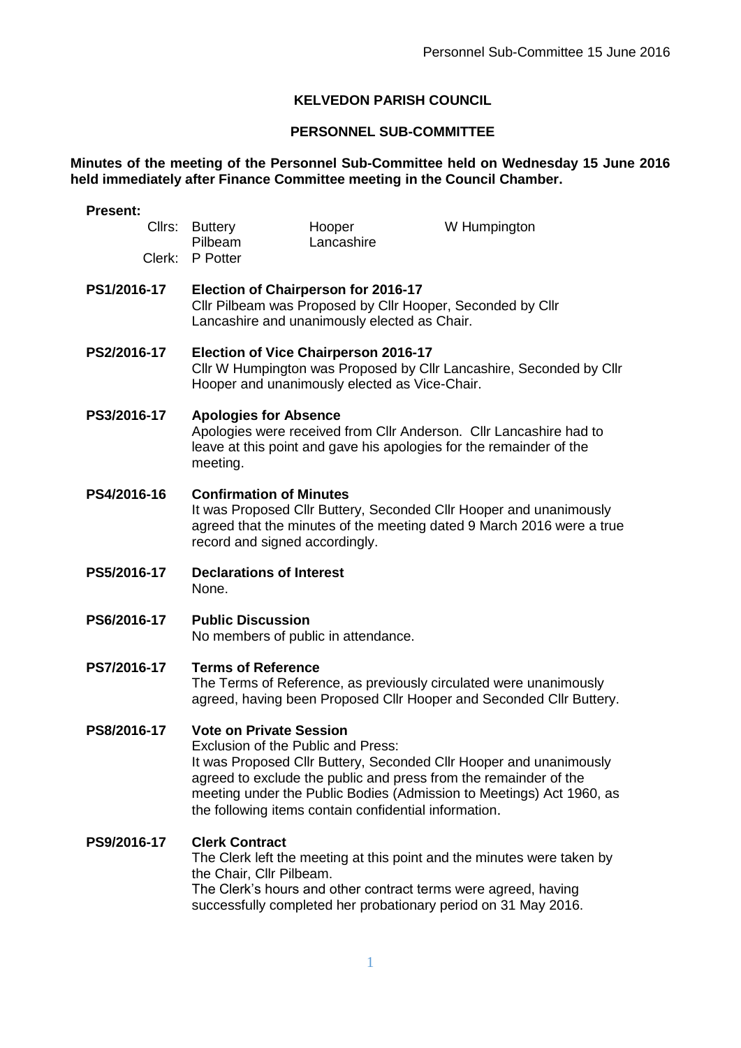**KELVEDON PARISH COUNCIL**

**PERSONNEL SUB-COMMITTEE**

**Minutes of the meeting of the Personnel Sub-Committee held on Wednesday 15 June 2016 held immediately after Finance Committee meeting in the Council Chamber.**

**Present:**

| | | | |
|---|---|---|---|
| Cllrs: | Buttery | Hooper | W Humpington |
| | Pilbeam | Lancashire | |
| Clerk: | P Potter | | |

**PS1/2016-17 Election of Chairperson for 2016-17**
Cllr Pilbeam was Proposed by Cllr Hooper, Seconded by Cllr Lancashire and unanimously elected as Chair.

**PS2/2016-17 Election of Vice Chairperson 2016-17**
Cllr W Humpington was Proposed by Cllr Lancashire, Seconded by Cllr Hooper and unanimously elected as Vice-Chair.

**PS3/2016-17 Apologies for Absence**
Apologies were received from Cllr Anderson. Cllr Lancashire had to leave at this point and gave his apologies for the remainder of the meeting.

**PS4/2016-16 Confirmation of Minutes**
It was Proposed Cllr Buttery, Seconded Cllr Hooper and unanimously agreed that the minutes of the meeting dated 9 March 2016 were a true record and signed accordingly.

**PS5/2016-17 Declarations of Interest**
None.

**PS6/2016-17 Public Discussion**
No members of public in attendance.

**PS7/2016-17 Terms of Reference**
The Terms of Reference, as previously circulated were unanimously agreed, having been Proposed Cllr Hooper and Seconded Cllr Buttery.

**PS8/2016-17 Vote on Private Session**
Exclusion of the Public and Press:
It was Proposed Cllr Buttery, Seconded Cllr Hooper and unanimously agreed to exclude the public and press from the remainder of the meeting under the Public Bodies (Admission to Meetings) Act 1960, as the following items contain confidential information.

**PS9/2016-17 Clerk Contract**
The Clerk left the meeting at this point and the minutes were taken by the Chair, Cllr Pilbeam.
The Clerk's hours and other contract terms were agreed, having successfully completed her probationary period on 31 May 2016.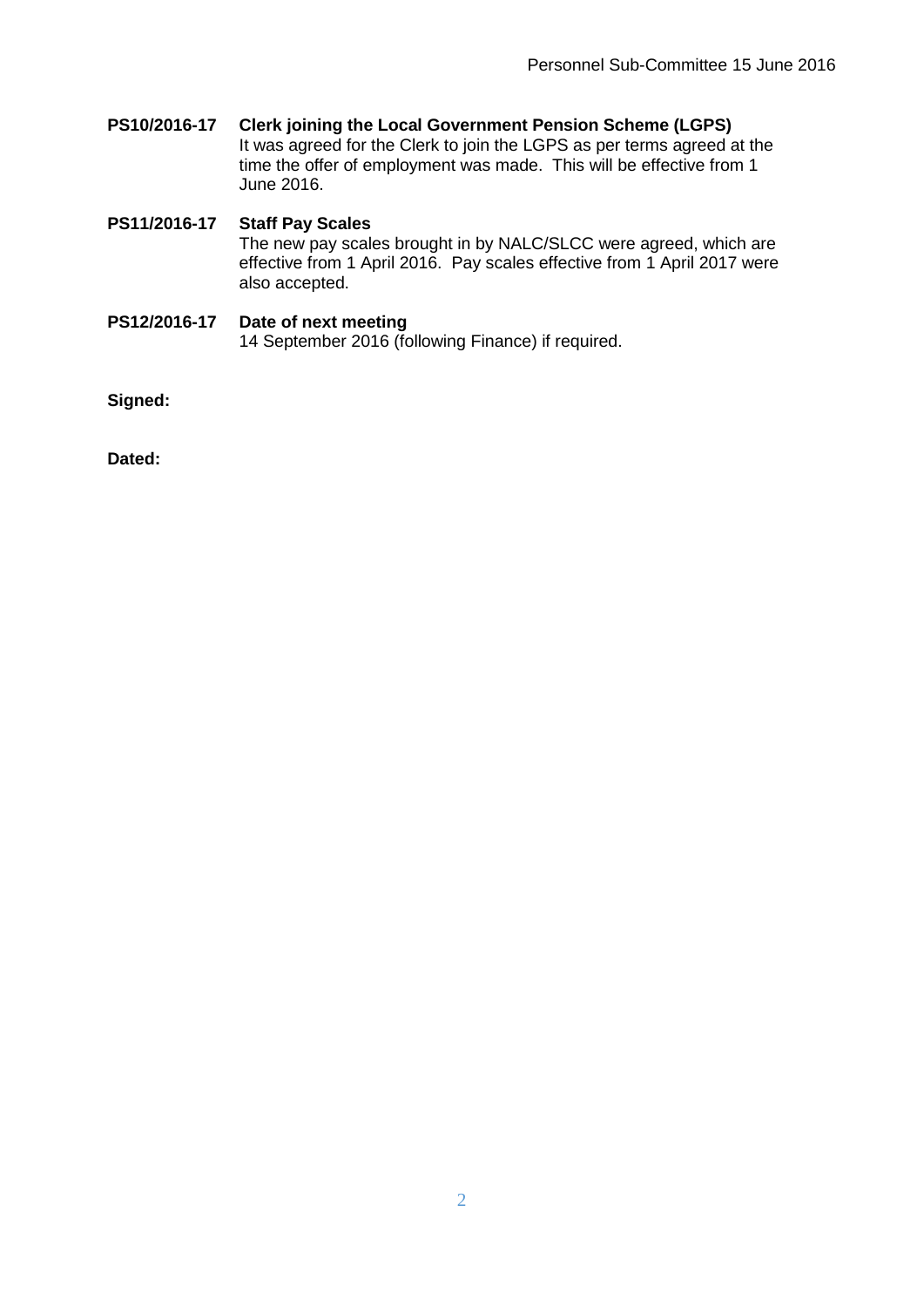**PS10/2016-17 Clerk joining the Local Government Pension Scheme (LGPS)**

It was agreed for the Clerk to join the LGPS as per terms agreed at the time the offer of employment was made. This will be effective from 1 June 2016.

**PS11/2016-17 Staff Pay Scales**

The new pay scales brought in by NALC/SLCC were agreed, which are effective from 1 April 2016. Pay scales effective from 1 April 2017 were also accepted.

**PS12/2016-17 Date of next meeting**

14 September 2016 (following Finance) if required.

**Signed:**

**Dated:**